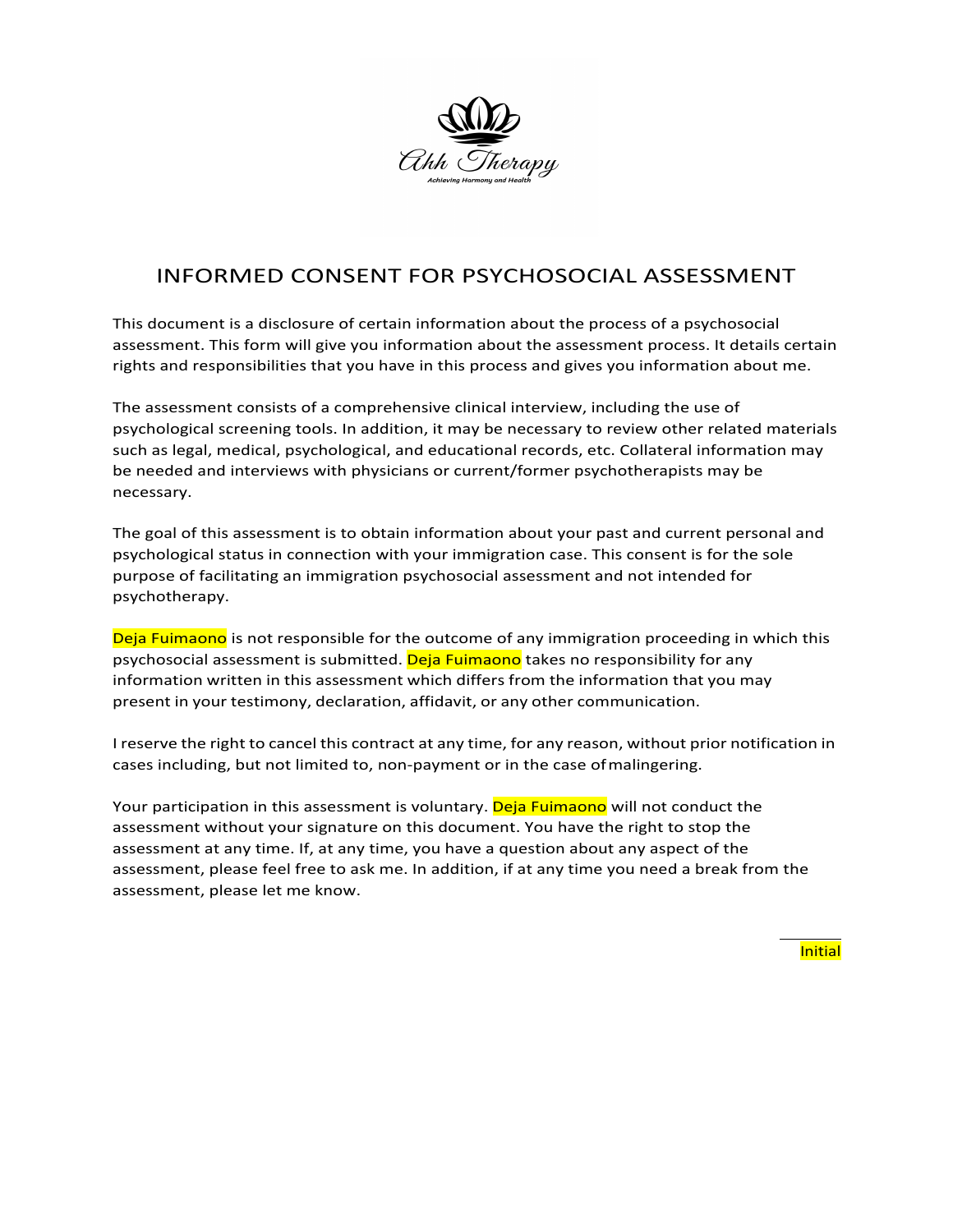Ahh Therapy

Achieving Harmony and Health

# INFORMED CONSENT FOR PSYCHOSOCIAL ASSESSMENT

This document is a disclosure of certain information about the process of a psychosocial assessment. This form will give you information about the assessment process. It details certain rights and responsibilities that you have in this process and gives you information about me.

The assessment consists of a comprehensive clinical interview, including the use of psychological screening tools. In addition, it may be necessary to review other related materials such as legal, medical, psychological, and educational records, etc. Collateral information may be needed and interviews with physicians or current/former psychotherapists may be necessary.

The goal of this assessment is to obtain information about your past and current personal and psychological status in connection with your immigration case. This consent is for the sole purpose of facilitating an immigration psychosocial assessment and not intended for psychotherapy.

Deja Fuimaono is not responsible for the outcome of any immigration proceeding in which this psychosocial assessment is submitted. Deja Fuimaono takes no responsibility for any information written in this assessment which differs from the information that you may present in your testimony, declaration, affidavit, or any other communication.

I reserve the right to cancel this contract at any time, for any reason, without prior notification in cases including, but not limited to, non-payment or in the case of malingering.

Your participation in this assessment is voluntary. Deja Fuimaono will not conduct the assessment without your signature on this document. You have the right to stop the assessment at any time. If, at any time, you have a question about any aspect of the assessment, please feel free to ask me. In addition, if at any time you need a break from the assessment, please let me know.

\_\_\_\_\_\_\_\_\_\_
Initial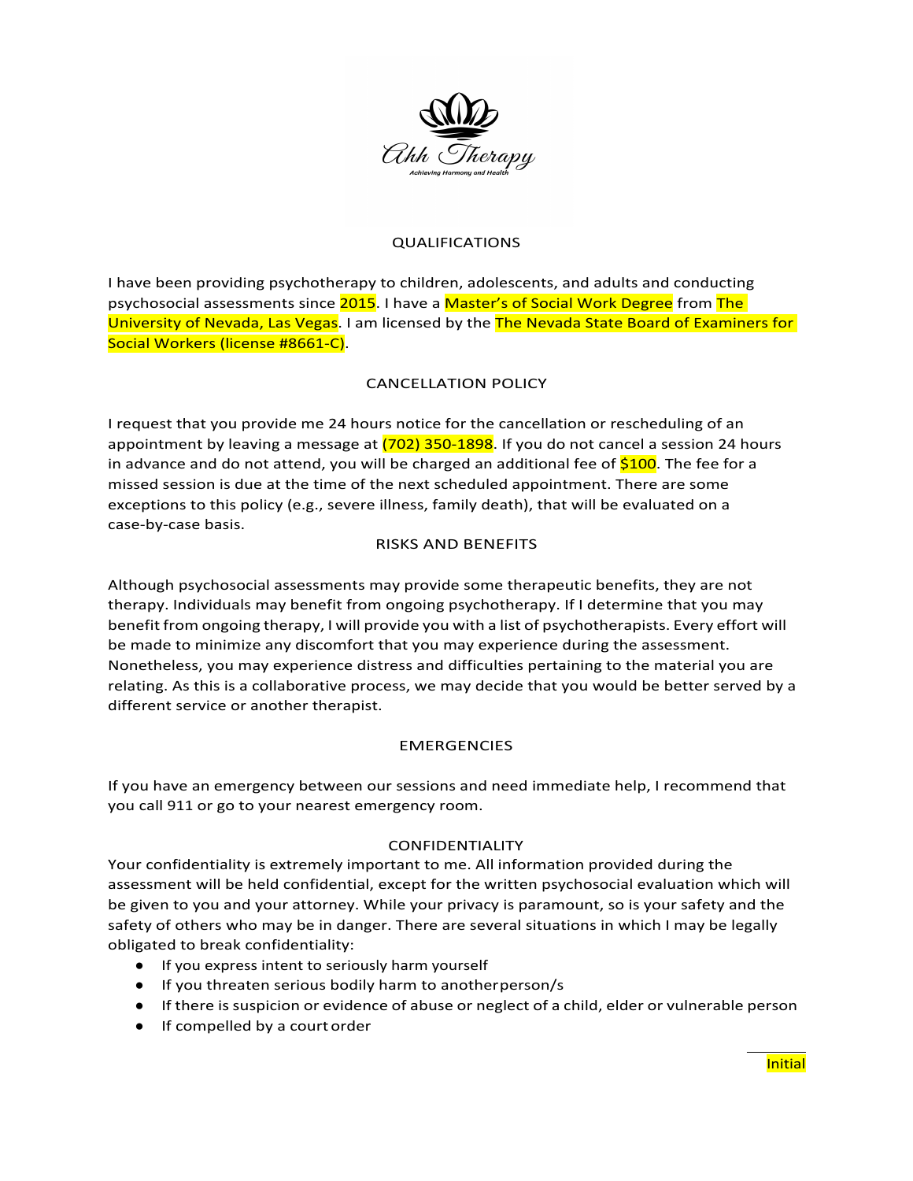Ahh Therapy

Achieving Harmony and Health

## QUALIFICATIONS

I have been providing psychotherapy to children, adolescents, and adults and conducting psychosocial assessments since 2015. I have a Master's of Social Work Degree from The University of Nevada, Las Vegas. I am licensed by the The Nevada State Board of Examiners for Social Workers (license #8661-C).

## CANCELLATION POLICY

I request that you provide me 24 hours notice for the cancellation or rescheduling of an appointment by leaving a message at (702) 350-1898. If you do not cancel a session 24 hours in advance and do not attend, you will be charged an additional fee of $100. The fee for a missed session is due at the time of the next scheduled appointment. There are some exceptions to this policy (e.g., severe illness, family death), that will be evaluated on a case-by-case basis.

## RISKS AND BENEFITS

Although psychosocial assessments may provide some therapeutic benefits, they are not therapy. Individuals may benefit from ongoing psychotherapy. If I determine that you may benefit from ongoing therapy, I will provide you with a list of psychotherapists. Every effort will be made to minimize any discomfort that you may experience during the assessment. Nonetheless, you may experience distress and difficulties pertaining to the material you are relating. As this is a collaborative process, we may decide that you would be better served by a different service or another therapist.

## EMERGENCIES

If you have an emergency between our sessions and need immediate help, I recommend that you call 911 or go to your nearest emergency room.

## CONFIDENTIALITY

Your confidentiality is extremely important to me. All information provided during the assessment will be held confidential, except for the written psychosocial evaluation which will be given to you and your attorney. While your privacy is paramount, so is your safety and the safety of others who may be in danger. There are several situations in which I may be legally obligated to break confidentiality:

- If you express intent to seriously harm yourself
- If you threaten serious bodily harm to another person/s
- If there is suspicion or evidence of abuse or neglect of a child, elder or vulnerable person
- If compelled by a court order

\_\_\_\_\_\_\_\_
Initial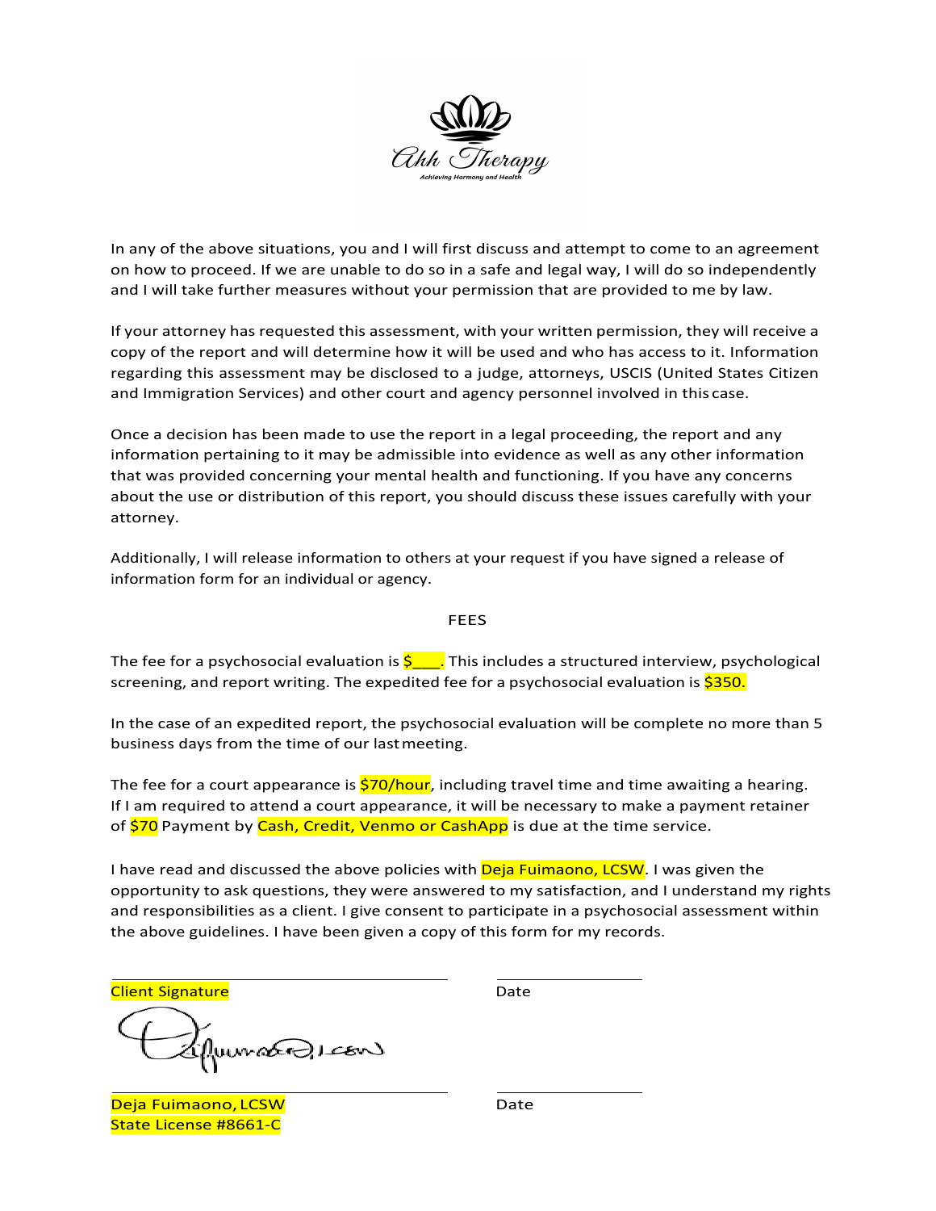In any of the above situations, you and I will first discuss and attempt to come to an agreement on how to proceed. If we are unable to do so in a safe and legal way, I will do so independently and I will take further measures without your permission that are provided to me by law.

If your attorney has requested this assessment, with your written permission, they will receive a copy of the report and will determine how it will be used and who has access to it. Information regarding this assessment may be disclosed to a judge, attorneys, USCIS (United States Citizen and Immigration Services) and other court and agency personnel involved in this case.

Once a decision has been made to use the report in a legal proceeding, the report and any information pertaining to it may be admissible into evidence as well as any other information that was provided concerning your mental health and functioning. If you have any concerns about the use or distribution of this report, you should discuss these issues carefully with your attorney.

Additionally, I will release information to others at your request if you have signed a release of information form for an individual or agency.

## FEES

The fee for a psychosocial evaluation is $___. This includes a structured interview, psychological screening, and report writing. The expedited fee for a psychosocial evaluation is $350.

In the case of an expedited report, the psychosocial evaluation will be complete no more than 5 business days from the time of our last meeting.

The fee for a court appearance is $70/hour, including travel time and time awaiting a hearing. If I am required to attend a court appearance, it will be necessary to make a payment retainer of $70 Payment by Cash, Credit, Venmo or CashApp is due at the time service.

I have read and discussed the above policies with Deja Fuimaono, LCSW. I was given the opportunity to ask questions, they were answered to my satisfaction, and I understand my rights and responsibilities as a client. I give consent to participate in a psychosocial assessment within the above guidelines. I have been given a copy of this form for my records.

_________________________________ ____________

Client Signature Date

_________________________________ ____________

Deja Fuimaono, LCSW Date
State License #8661-C